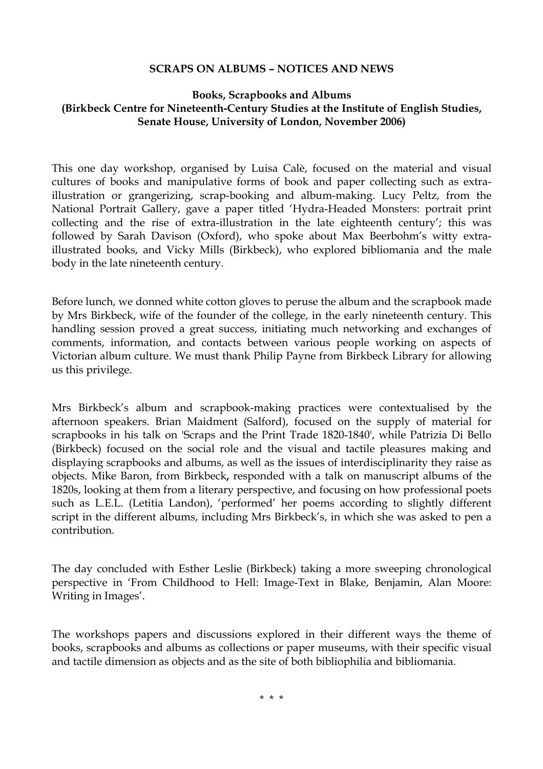## SCRAPS ON ALBUMS – NOTICES AND NEWS

### Books, Scrapbooks and Albums
### (Birkbeck Centre for Nineteenth-Century Studies at the Institute of English Studies, Senate House, University of London, November 2006)

This one day workshop, organised by Luisa Calè, focused on the material and visual cultures of books and manipulative forms of book and paper collecting such as extra-illustration or grangerizing, scrap-booking and album-making. Lucy Peltz, from the National Portrait Gallery, gave a paper titled 'Hydra-Headed Monsters: portrait print collecting and the rise of extra-illustration in the late eighteenth century'; this was followed by Sarah Davison (Oxford), who spoke about Max Beerbohm's witty extra-illustrated books, and Vicky Mills (Birkbeck), who explored bibliomania and the male body in the late nineteenth century.

Before lunch, we donned white cotton gloves to peruse the album and the scrapbook made by Mrs Birkbeck, wife of the founder of the college, in the early nineteenth century. This handling session proved a great success, initiating much networking and exchanges of comments, information, and contacts between various people working on aspects of Victorian album culture. We must thank Philip Payne from Birkbeck Library for allowing us this privilege.

Mrs Birkbeck's album and scrapbook-making practices were contextualised by the afternoon speakers. Brian Maidment (Salford), focused on the supply of material for scrapbooks in his talk on 'Scraps and the Print Trade 1820-1840', while Patrizia Di Bello (Birkbeck) focused on the social role and the visual and tactile pleasures making and displaying scrapbooks and albums, as well as the issues of interdisciplinarity they raise as objects. Mike Baron, from Birkbeck, responded with a talk on manuscript albums of the 1820s, looking at them from a literary perspective, and focusing on how professional poets such as L.E.L. (Letitia Landon), 'performed' her poems according to slightly different script in the different albums, including Mrs Birkbeck's, in which she was asked to pen a contribution.

The day concluded with Esther Leslie (Birkbeck) taking a more sweeping chronological perspective in 'From Childhood to Hell: Image-Text in Blake, Benjamin, Alan Moore: Writing in Images'.

The workshops papers and discussions explored in their different ways the theme of books, scrapbooks and albums as collections or paper museums, with their specific visual and tactile dimension as objects and as the site of both bibliophilia and bibliomania.

\* \* \*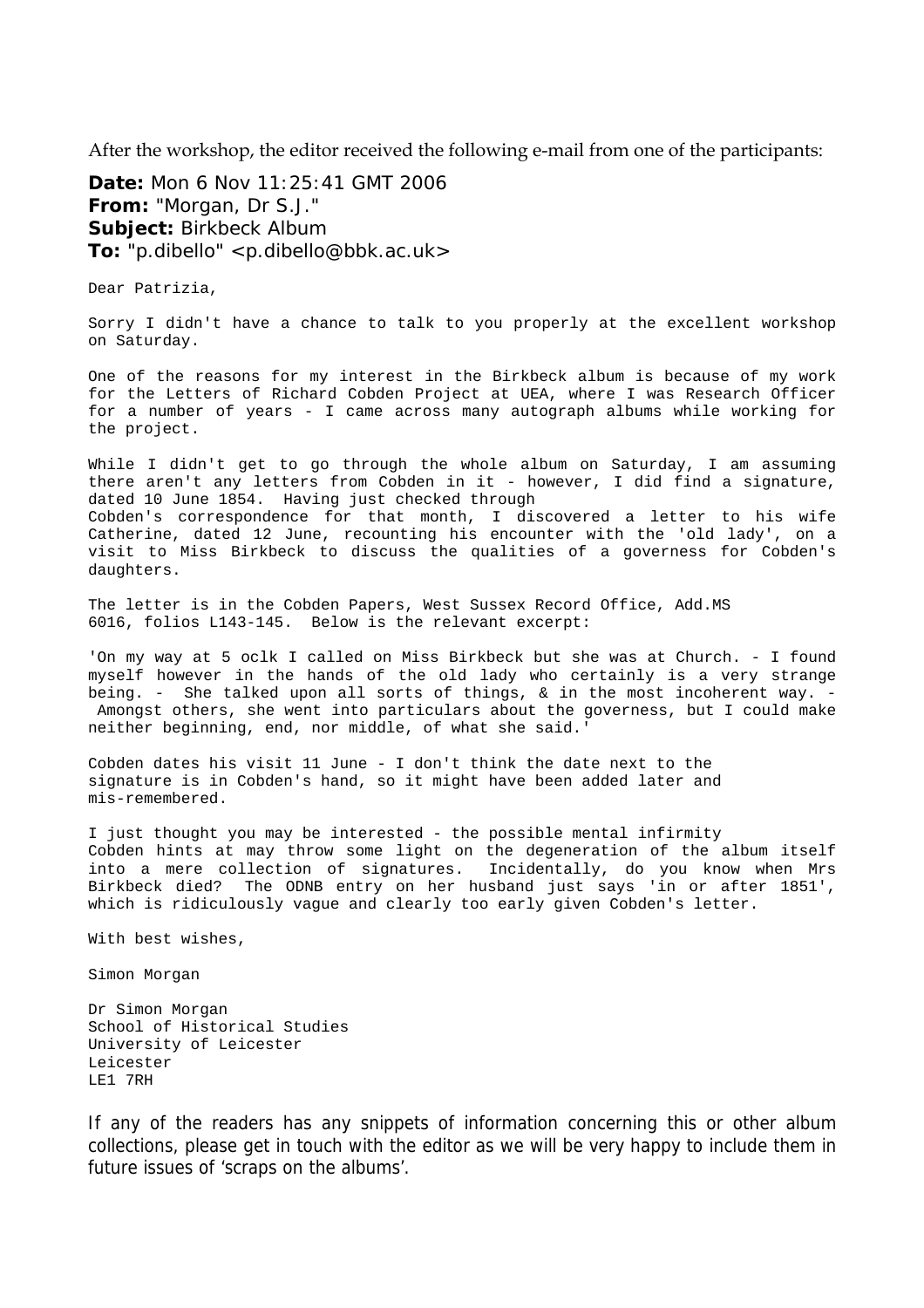After the workshop, the editor received the following e-mail from one of the participants:

**Date:** Mon 6 Nov 11:25:41 GMT 2006
**From:** "Morgan, Dr S.J."
**Subject:** Birkbeck Album
**To:** "p.dibello" <p.dibello@bbk.ac.uk>

Dear Patrizia,

Sorry I didn't have a chance to talk to you properly at the excellent workshop on Saturday.

One of the reasons for my interest in the Birkbeck album is because of my work for the Letters of Richard Cobden Project at UEA, where I was Research Officer for a number of years - I came across many autograph albums while working for the project.

While I didn't get to go through the whole album on Saturday, I am assuming there aren't any letters from Cobden in it - however, I did find a signature, dated 10 June 1854. Having just checked through Cobden's correspondence for that month, I discovered a letter to his wife Catherine, dated 12 June, recounting his encounter with the 'old lady', on a visit to Miss Birkbeck to discuss the qualities of a governess for Cobden's daughters.

The letter is in the Cobden Papers, West Sussex Record Office, Add.MS 6016, folios L143-145. Below is the relevant excerpt:

'On my way at 5 oclk I called on Miss Birkbeck but she was at Church. - I found myself however in the hands of the old lady who certainly is a very strange being. - She talked upon all sorts of things, & in the most incoherent way. - Amongst others, she went into particulars about the governess, but I could make neither beginning, end, nor middle, of what she said.'

Cobden dates his visit 11 June - I don't think the date next to the signature is in Cobden's hand, so it might have been added later and mis-remembered.

I just thought you may be interested - the possible mental infirmity Cobden hints at may throw some light on the degeneration of the album itself into a mere collection of signatures. Incidentally, do you know when Mrs Birkbeck died? The ODNB entry on her husband just says 'in or after 1851', which is ridiculously vague and clearly too early given Cobden's letter.

With best wishes,

Simon Morgan

Dr Simon Morgan
School of Historical Studies
University of Leicester
Leicester
LE1 7RH

If any of the readers has any snippets of information concerning this or other album collections, please get in touch with the editor as we will be very happy to include them in future issues of 'scraps on the albums'.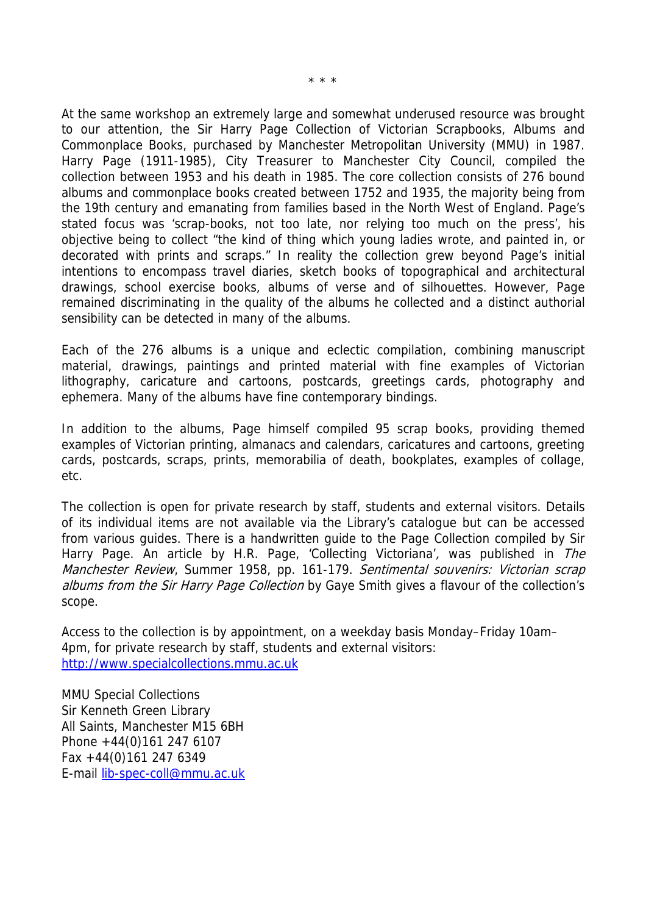\* \* \*

At the same workshop an extremely large and somewhat underused resource was brought to our attention, the Sir Harry Page Collection of Victorian Scrapbooks, Albums and Commonplace Books, purchased by Manchester Metropolitan University (MMU) in 1987. Harry Page (1911-1985), City Treasurer to Manchester City Council, compiled the collection between 1953 and his death in 1985. The core collection consists of 276 bound albums and commonplace books created between 1752 and 1935, the majority being from the 19th century and emanating from families based in the North West of England. Page's stated focus was 'scrap-books, not too late, nor relying too much on the press', his objective being to collect "the kind of thing which young ladies wrote, and painted in, or decorated with prints and scraps." In reality the collection grew beyond Page's initial intentions to encompass travel diaries, sketch books of topographical and architectural drawings, school exercise books, albums of verse and of silhouettes. However, Page remained discriminating in the quality of the albums he collected and a distinct authorial sensibility can be detected in many of the albums.

Each of the 276 albums is a unique and eclectic compilation, combining manuscript material, drawings, paintings and printed material with fine examples of Victorian lithography, caricature and cartoons, postcards, greetings cards, photography and ephemera. Many of the albums have fine contemporary bindings.

In addition to the albums, Page himself compiled 95 scrap books, providing themed examples of Victorian printing, almanacs and calendars, caricatures and cartoons, greeting cards, postcards, scraps, prints, memorabilia of death, bookplates, examples of collage, etc.

The collection is open for private research by staff, students and external visitors. Details of its individual items are not available via the Library's catalogue but can be accessed from various guides. There is a handwritten guide to the Page Collection compiled by Sir Harry Page. An article by H.R. Page, 'Collecting Victoriana', was published in *The Manchester Review*, Summer 1958, pp. 161-179. *Sentimental souvenirs: Victorian scrap albums from the Sir Harry Page Collection* by Gaye Smith gives a flavour of the collection's scope.

Access to the collection is by appointment, on a weekday basis Monday–Friday 10am–4pm, for private research by staff, students and external visitors: [http://www.specialcollections.mmu.ac.uk](http://www.specialcollections.mmu.ac.uk)

MMU Special Collections
Sir Kenneth Green Library
All Saints, Manchester M15 6BH
Phone +44(0)161 247 6107
Fax +44(0)161 247 6349
E-mail [lib-spec-coll@mmu.ac.uk](mailto:lib-spec-coll@mmu.ac.uk)